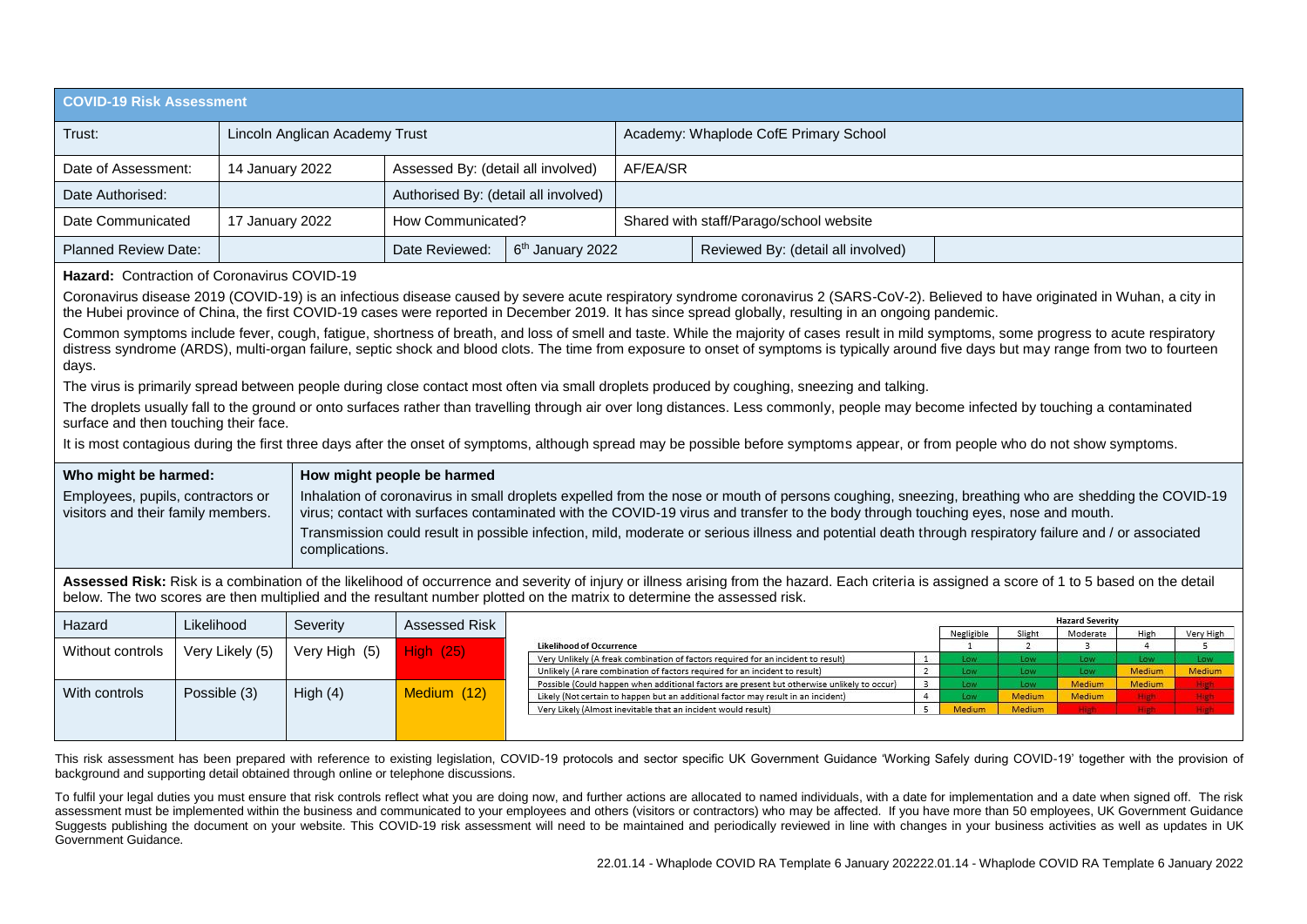| COVID-19 Risk Assessment | | | | | | |
|---|---|---|---|---|---|---|
| Trust: | Lincoln Anglican Academy Trust | | | Academy: Whaplode CofE Primary School | | |
| Date of Assessment: | 14 January 2022 | Assessed By: (detail all involved) | | AF/EA/SR | | |
| Date Authorised: | | Authorised By: (detail all involved) | | | | |
| Date Communicated | 17 January 2022 | How Communicated? | | Shared with staff/Parago/school website | | |
| Planned Review Date: | | Date Reviewed: | 6th January 2022 | | Reviewed By: (detail all involved) | |

**Hazard:** Contraction of Coronavirus COVID-19

Coronavirus disease 2019 (COVID-19) is an infectious disease caused by severe acute respiratory syndrome coronavirus 2 (SARS-CoV-2). Believed to have originated in Wuhan, a city in the Hubei province of China, the first COVID-19 cases were reported in December 2019. It has since spread globally, resulting in an ongoing pandemic.

Common symptoms include fever, cough, fatigue, shortness of breath, and loss of smell and taste. While the majority of cases result in mild symptoms, some progress to acute respiratory distress syndrome (ARDS), multi-organ failure, septic shock and blood clots. The time from exposure to onset of symptoms is typically around five days but may range from two to fourteen days.

The virus is primarily spread between people during close contact most often via small droplets produced by coughing, sneezing and talking.

The droplets usually fall to the ground or onto surfaces rather than travelling through air over long distances. Less commonly, people may become infected by touching a contaminated surface and then touching their face.

It is most contagious during the first three days after the onset of symptoms, although spread may be possible before symptoms appear, or from people who do not show symptoms.

| Who might be harmed: | How might people be harmed |
|---|---|
| Employees, pupils, contractors or visitors and their family members. | Inhalation of coronavirus in small droplets expelled from the nose or mouth of persons coughing, sneezing, breathing who are shedding the COVID-19 virus; contact with surfaces contaminated with the COVID-19 virus and transfer to the body through touching eyes, nose and mouth.<br>Transmission could result in possible infection, mild, moderate or serious illness and potential death through respiratory failure and / or associated complications. |

**Assessed Risk:** Risk is a combination of the likelihood of occurrence and severity of injury or illness arising from the hazard. Each criteria is assigned a score of 1 to 5 based on the detail below. The two scores are then multiplied and the resultant number plotted on the matrix to determine the assessed risk.

| Hazard | Likelihood | Severity | Assessed Risk |
|---|---|---|---|
| Without controls | Very Likely (5) | Very High (5) | High (25) |
| With controls | Possible (3) | High (4) | Medium (12) |

| | | Hazard Severity | | | | |
|---|---|---|---|---|---|---|
| | | Negligible | Slight | Moderate | High | Very High |
| **Likelihood of Occurrence** | | 1 | 2 | 3 | 4 | 5 |
| Very Unlikely (A freak combination of factors required for an incident to result) | 1 | Low | Low | Low | Low | Low |
| Unlikely (A rare combination of factors required for an incident to result) | 2 | Low | Low | Low | Medium | Medium |
| Possible (Could happen when additional factors are present but otherwise unlikely to occur) | 3 | Low | Low | Medium | Medium | High |
| Likely (Not certain to happen but an additional factor may result in an incident) | 4 | Low | Medium | Medium | High | High |
| Very Likely (Almost inevitable that an incident would result) | 5 | Medium | Medium | High | High | High |

This risk assessment has been prepared with reference to existing legislation, COVID-19 protocols and sector specific UK Government Guidance 'Working Safely during COVID-19' together with the provision of background and supporting detail obtained through online or telephone discussions.

To fulfil your legal duties you must ensure that risk controls reflect what you are doing now, and further actions are allocated to named individuals, with a date for implementation and a date when signed off. The risk assessment must be implemented within the business and communicated to your employees and others (visitors or contractors) who may be affected. If you have more than 50 employees, UK Government Guidance Suggests publishing the document on your website. This COVID-19 risk assessment will need to be maintained and periodically reviewed in line with changes in your business activities as well as updates in UK Government Guidance.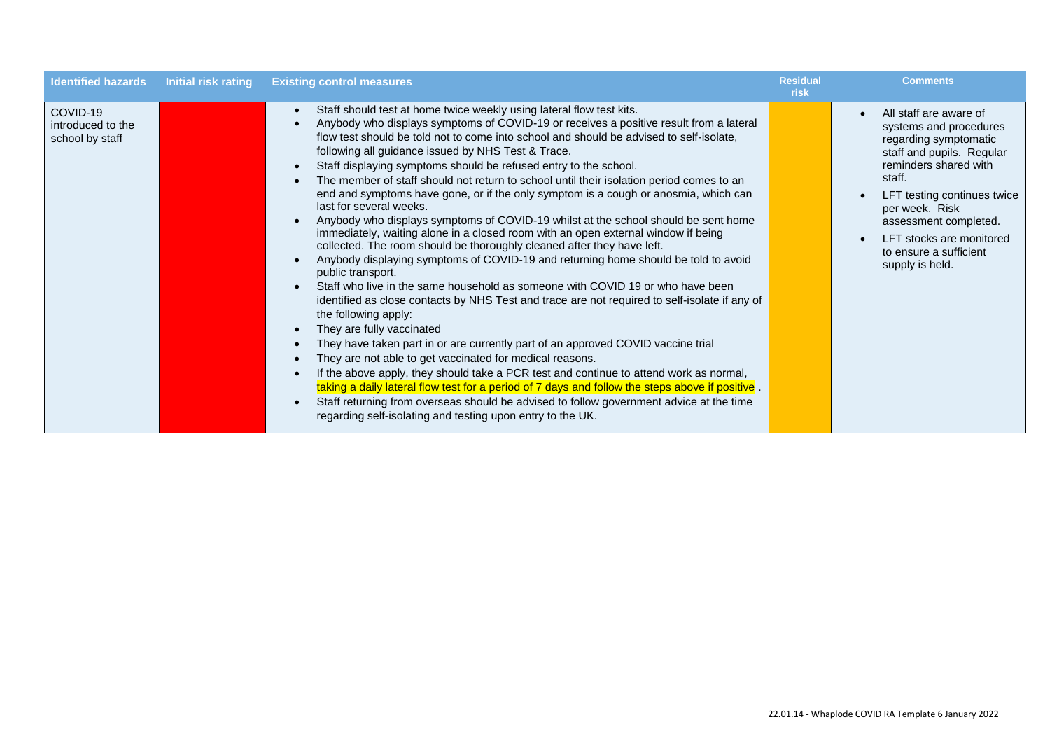| Identified hazards | Initial risk rating | Existing control measures | Residual risk | Comments |
|---|---|---|---|---|
| COVID-19 introduced to the school by staff | | <ul><li>Staff should test at home twice weekly using lateral flow test kits.</li><li>Anybody who displays symptoms of COVID-19 or receives a positive result from a lateral flow test should be told not to come into school and should be advised to self-isolate, following all guidance issued by NHS Test & Trace.</li><li>Staff displaying symptoms should be refused entry to the school.</li><li>The member of staff should not return to school until their isolation period comes to an end and symptoms have gone, or if the only symptom is a cough or anosmia, which can last for several weeks.</li><li>Anybody who displays symptoms of COVID-19 whilst at the school should be sent home immediately, waiting alone in a closed room with an open external window if being collected. The room should be thoroughly cleaned after they have left.</li><li>Anybody displaying symptoms of COVID-19 and returning home should be told to avoid public transport.</li><li>Staff who live in the same household as someone with COVID 19 or who have been identified as close contacts by NHS Test and trace are not required to self-isolate if any of the following apply:</li><li>They are fully vaccinated</li><li>They have taken part in or are currently part of an approved COVID vaccine trial</li><li>They are not able to get vaccinated for medical reasons.</li><li>If the above apply, they should take a PCR test and continue to attend work as normal, taking a daily lateral flow test for a period of 7 days and follow the steps above if positive .</li><li>Staff returning from overseas should be advised to follow government advice at the time regarding self-isolating and testing upon entry to the UK.</li></ul> | | <ul><li>All staff are aware of systems and procedures regarding symptomatic staff and pupils. Regular reminders shared with staff.</li><li>LFT testing continues twice per week. Risk assessment completed.</li><li>LFT stocks are monitored to ensure a sufficient supply is held.</li></ul> |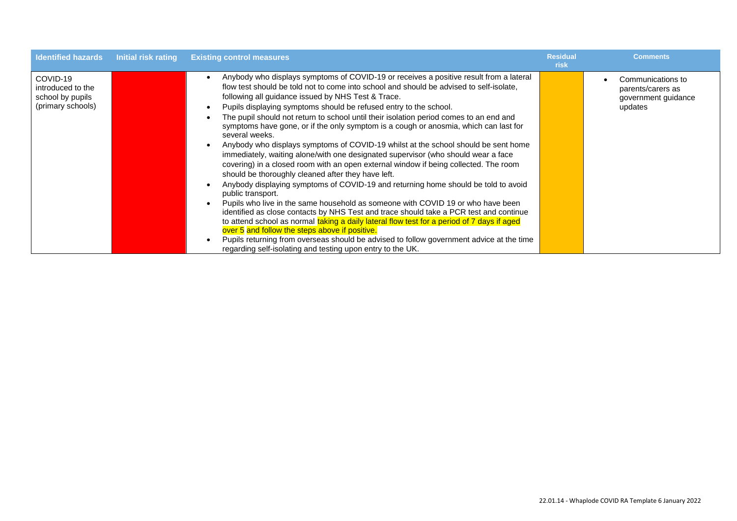| Identified hazards | Initial risk rating | Existing control measures | Residual risk | Comments |
|---|---|---|---|---|
| COVID-19 introduced to the school by pupils (primary schools) | | • Anybody who displays symptoms of COVID-19 or receives a positive result from a lateral flow test should be told not to come into school and should be advised to self-isolate, following all guidance issued by NHS Test & Trace.<br>• Pupils displaying symptoms should be refused entry to the school.<br>• The pupil should not return to school until their isolation period comes to an end and symptoms have gone, or if the only symptom is a cough or anosmia, which can last for several weeks.<br>• Anybody who displays symptoms of COVID-19 whilst at the school should be sent home immediately, waiting alone/with one designated supervisor (who should wear a face covering) in a closed room with an open external window if being collected. The room should be thoroughly cleaned after they have left.<br>• Anybody displaying symptoms of COVID-19 and returning home should be told to avoid public transport.<br>• Pupils who live in the same household as someone with COVID 19 or who have been identified as close contacts by NHS Test and trace should take a PCR test and continue to attend school as normal taking a daily lateral flow test for a period of 7 days if aged over 5 and follow the steps above if positive.<br>• Pupils returning from overseas should be advised to follow government advice at the time regarding self-isolating and testing upon entry to the UK. | | • Communications to parents/carers as government guidance updates |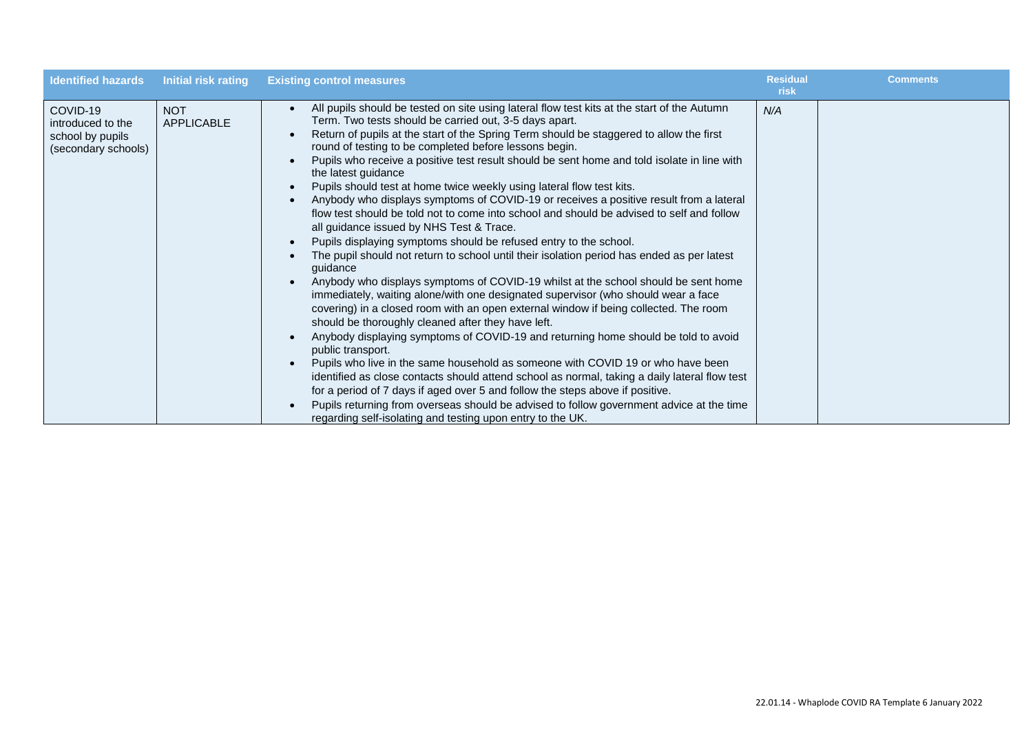| Identified hazards | Initial risk rating | Existing control measures | Residual risk | Comments |
|---|---|---|---|---|
| COVID-19 introduced to the school by pupils (secondary schools) | NOT APPLICABLE | • All pupils should be tested on site using lateral flow test kits at the start of the Autumn Term. Two tests should be carried out, 3-5 days apart.<br>• Return of pupils at the start of the Spring Term should be staggered to allow the first round of testing to be completed before lessons begin.<br>• Pupils who receive a positive test result should be sent home and told isolate in line with the latest guidance<br>• Pupils should test at home twice weekly using lateral flow test kits.<br>• Anybody who displays symptoms of COVID-19 or receives a positive result from a lateral flow test should be told not to come into school and should be advised to self and follow all guidance issued by NHS Test & Trace.<br>• Pupils displaying symptoms should be refused entry to the school.<br>• The pupil should not return to school until their isolation period has ended as per latest guidance<br>• Anybody who displays symptoms of COVID-19 whilst at the school should be sent home immediately, waiting alone/with one designated supervisor (who should wear a face covering) in a closed room with an open external window if being collected. The room should be thoroughly cleaned after they have left.<br>• Anybody displaying symptoms of COVID-19 and returning home should be told to avoid public transport.<br>• Pupils who live in the same household as someone with COVID 19 or who have been identified as close contacts should attend school as normal, taking a daily lateral flow test for a period of 7 days if aged over 5 and follow the steps above if positive.<br>• Pupils returning from overseas should be advised to follow government advice at the time regarding self-isolating and testing upon entry to the UK. | *N/A* | |

22.01.14 - Whaplode COVID RA Template 6 January 2022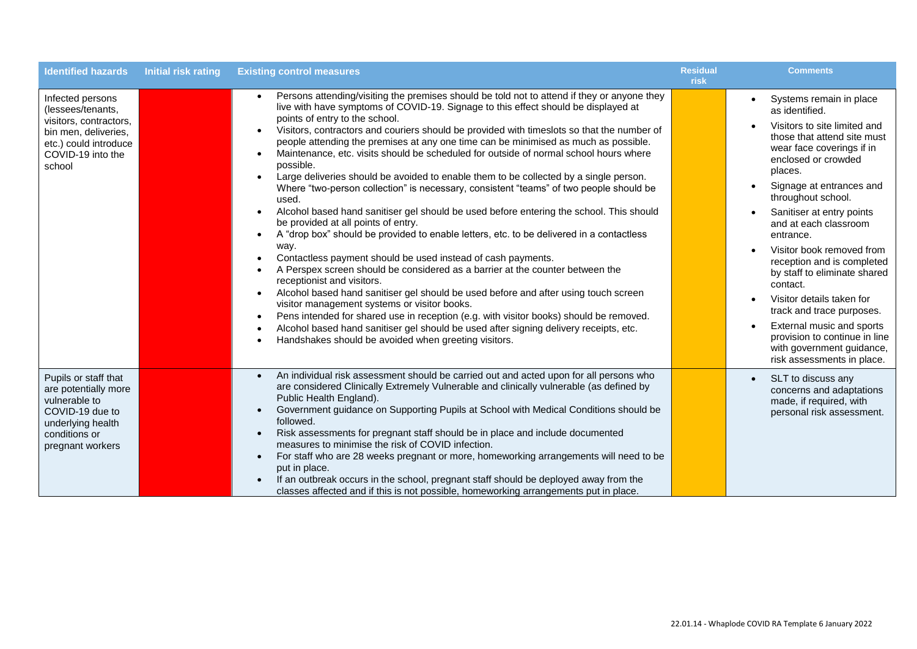| Identified hazards | Initial risk rating | Existing control measures | Residual risk | Comments |
|---|---|---|---|---|
| Infected persons (lessees/tenants, visitors, contractors, bin men, deliveries, etc.) could introduce COVID-19 into the school | | • Persons attending/visiting the premises should be told not to attend if they or anyone they live with have symptoms of COVID-19. Signage to this effect should be displayed at points of entry to the school.<br>• Visitors, contractors and couriers should be provided with timeslots so that the number of people attending the premises at any one time can be minimised as much as possible.<br>• Maintenance, etc. visits should be scheduled for outside of normal school hours where possible.<br>• Large deliveries should be avoided to enable them to be collected by a single person. Where "two-person collection" is necessary, consistent "teams" of two people should be used.<br>• Alcohol based hand sanitiser gel should be used before entering the school. This should be provided at all points of entry.<br>• A "drop box" should be provided to enable letters, etc. to be delivered in a contactless way.<br>• Contactless payment should be used instead of cash payments.<br>• A Perspex screen should be considered as a barrier at the counter between the receptionist and visitors.<br>• Alcohol based hand sanitiser gel should be used before and after using touch screen visitor management systems or visitor books.<br>• Pens intended for shared use in reception (e.g. with visitor books) should be removed.<br>• Alcohol based hand sanitiser gel should be used after signing delivery receipts, etc.<br>• Handshakes should be avoided when greeting visitors. | | • Systems remain in place as identified.<br>• Visitors to site limited and those that attend site must wear face coverings if in enclosed or crowded places.<br>• Signage at entrances and throughout school.<br>• Sanitiser at entry points and at each classroom entrance.<br>• Visitor book removed from reception and is completed by staff to eliminate shared contact.<br>• Visitor details taken for track and trace purposes.<br>• External music and sports provision to continue in line with government guidance, risk assessments in place. |
| Pupils or staff that are potentially more vulnerable to COVID-19 due to underlying health conditions or pregnant workers | | • An individual risk assessment should be carried out and acted upon for all persons who are considered Clinically Extremely Vulnerable and clinically vulnerable (as defined by Public Health England).<br>• Government guidance on Supporting Pupils at School with Medical Conditions should be followed.<br>• Risk assessments for pregnant staff should be in place and include documented measures to minimise the risk of COVID infection.<br>• For staff who are 28 weeks pregnant or more, homeworking arrangements will need to be put in place.<br>• If an outbreak occurs in the school, pregnant staff should be deployed away from the classes affected and if this is not possible, homeworking arrangements put in place. | | • SLT to discuss any concerns and adaptations made, if required, with personal risk assessment. |

22.01.14 - Whaplode COVID RA Template 6 January 2022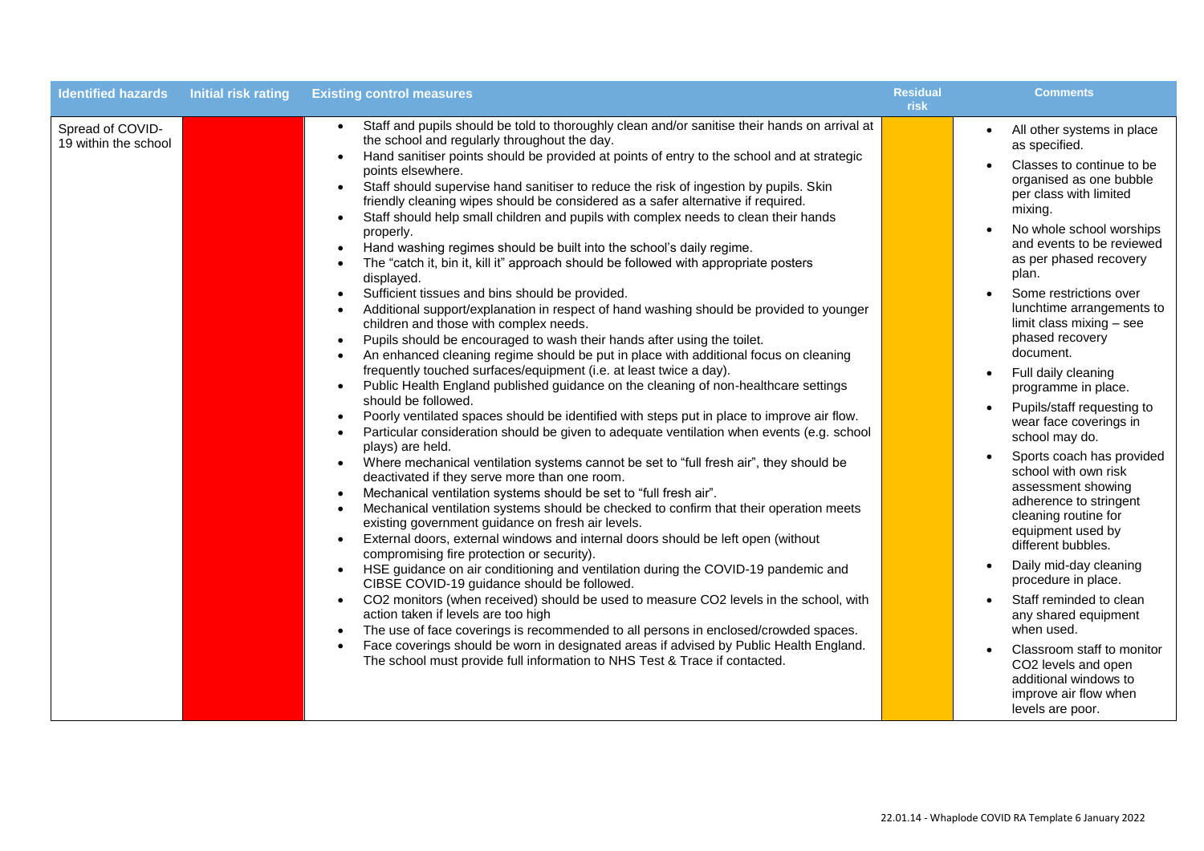| Identified hazards | Initial risk rating | Existing control measures | Residual risk | Comments |
|---|---|---|---|---|
| Spread of COVID-19 within the school | | <ul><li>Staff and pupils should be told to thoroughly clean and/or sanitise their hands on arrival at the school and regularly throughout the day.</li><li>Hand sanitiser points should be provided at points of entry to the school and at strategic points elsewhere.</li><li>Staff should supervise hand sanitiser to reduce the risk of ingestion by pupils. Skin friendly cleaning wipes should be considered as a safer alternative if required.</li><li>Staff should help small children and pupils with complex needs to clean their hands properly.</li><li>Hand washing regimes should be built into the school's daily regime.</li><li>The "catch it, bin it, kill it" approach should be followed with appropriate posters displayed.</li><li>Sufficient tissues and bins should be provided.</li><li>Additional support/explanation in respect of hand washing should be provided to younger children and those with complex needs.</li><li>Pupils should be encouraged to wash their hands after using the toilet.</li><li>An enhanced cleaning regime should be put in place with additional focus on cleaning frequently touched surfaces/equipment (i.e. at least twice a day).</li><li>Public Health England published guidance on the cleaning of non-healthcare settings should be followed.</li><li>Poorly ventilated spaces should be identified with steps put in place to improve air flow.</li><li>Particular consideration should be given to adequate ventilation when events (e.g. school plays) are held.</li><li>Where mechanical ventilation systems cannot be set to "full fresh air", they should be deactivated if they serve more than one room.</li><li>Mechanical ventilation systems should be set to "full fresh air".</li><li>Mechanical ventilation systems should be checked to confirm that their operation meets existing government guidance on fresh air levels.</li><li>External doors, external windows and internal doors should be left open (without compromising fire protection or security).</li><li>HSE guidance on air conditioning and ventilation during the COVID-19 pandemic and CIBSE COVID-19 guidance should be followed.</li><li>$CO_2$ monitors (when received) should be used to measure $CO_2$ levels in the school, with action taken if levels are too high</li><li>The use of face coverings is recommended to all persons in enclosed/crowded spaces.</li><li>Face coverings should be worn in designated areas if advised by Public Health England. The school must provide full information to NHS Test & Trace if contacted.</li></ul> | | <ul><li>All other systems in place as specified.</li><li>Classes to continue to be organised as one bubble per class with limited mixing.</li><li>No whole school worships and events to be reviewed as per phased recovery plan.</li><li>Some restrictions over lunchtime arrangements to limit class mixing – see phased recovery document.</li><li>Full daily cleaning programme in place.</li><li>Pupils/staff requesting to wear face coverings in school may do.</li><li>Sports coach has provided school with own risk assessment showing adherence to stringent cleaning routine for equipment used by different bubbles.</li><li>Daily mid-day cleaning procedure in place.</li><li>Staff reminded to clean any shared equipment when used.</li><li>Classroom staff to monitor $CO_2$ levels and open additional windows to improve air flow when levels are poor.</li></ul> |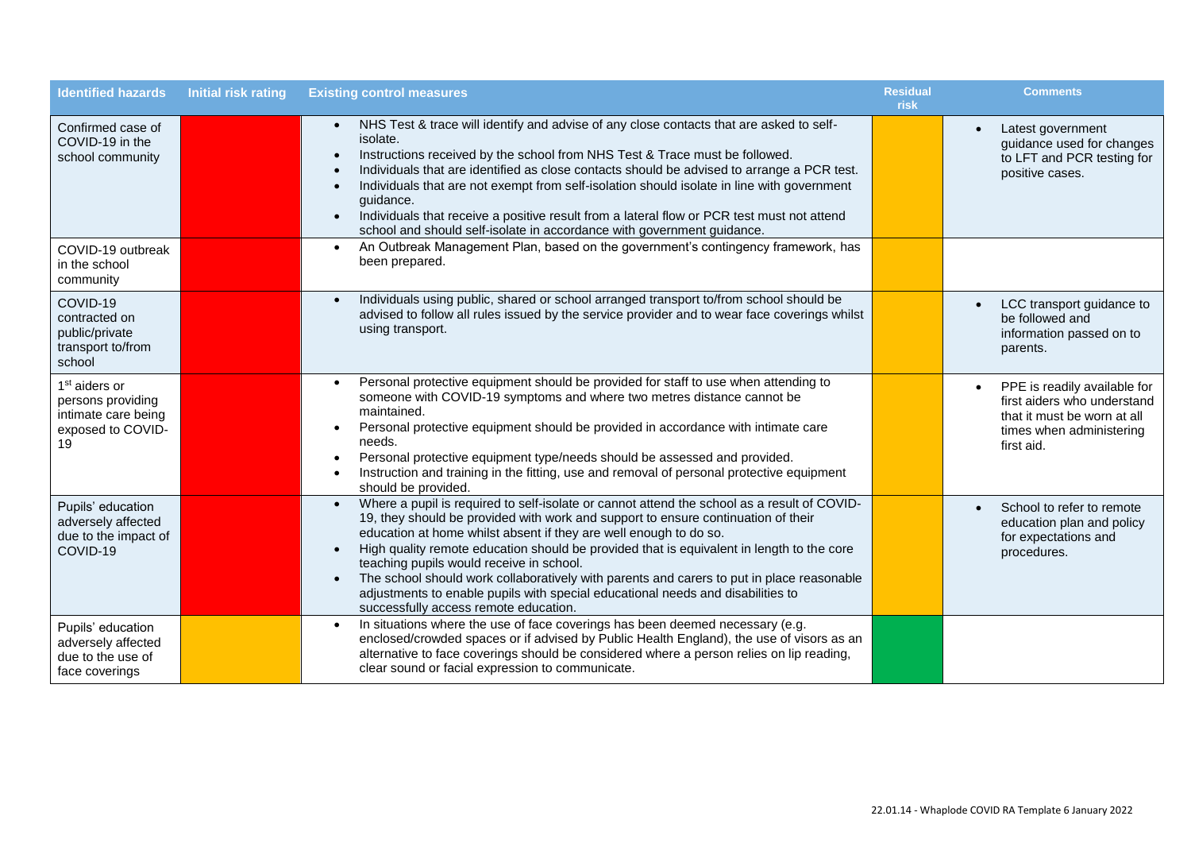| Identified hazards | Initial risk rating | Existing control measures | Residual risk | Comments |
|---|---|---|---|---|
| Confirmed case of COVID-19 in the school community | | • NHS Test & trace will identify and advise of any close contacts that are asked to self-isolate.<br>• Instructions received by the school from NHS Test & Trace must be followed.<br>• Individuals that are identified as close contacts should be advised to arrange a PCR test.<br>• Individuals that are not exempt from self-isolation should isolate in line with government guidance.<br>• Individuals that receive a positive result from a lateral flow or PCR test must not attend school and should self-isolate in accordance with government guidance. | | • Latest government guidance used for changes to LFT and PCR testing for positive cases. |
| COVID-19 outbreak in the school community | | • An Outbreak Management Plan, based on the government's contingency framework, has been prepared. | | |
| COVID-19 contracted on public/private transport to/from school | | • Individuals using public, shared or school arranged transport to/from school should be advised to follow all rules issued by the service provider and to wear face coverings whilst using transport. | | • LCC transport guidance to be followed and information passed on to parents. |
| 1st aiders or persons providing intimate care being exposed to COVID-19 | | • Personal protective equipment should be provided for staff to use when attending to someone with COVID-19 symptoms and where two metres distance cannot be maintained.<br>• Personal protective equipment should be provided in accordance with intimate care needs.<br>• Personal protective equipment type/needs should be assessed and provided.<br>• Instruction and training in the fitting, use and removal of personal protective equipment should be provided. | | • PPE is readily available for first aiders who understand that it must be worn at all times when administering first aid. |
| Pupils' education adversely affected due to the impact of COVID-19 | | • Where a pupil is required to self-isolate or cannot attend the school as a result of COVID-19, they should be provided with work and support to ensure continuation of their education at home whilst absent if they are well enough to do so.<br>• High quality remote education should be provided that is equivalent in length to the core teaching pupils would receive in school.<br>• The school should work collaboratively with parents and carers to put in place reasonable adjustments to enable pupils with special educational needs and disabilities to successfully access remote education. | | • School to refer to remote education plan and policy for expectations and procedures. |
| Pupils' education adversely affected due to the use of face coverings | | • In situations where the use of face coverings has been deemed necessary (e.g. enclosed/crowded spaces or if advised by Public Health England), the use of visors as an alternative to face coverings should be considered where a person relies on lip reading, clear sound or facial expression to communicate. | | |

22.01.14 - Whaplode COVID RA Template 6 January 2022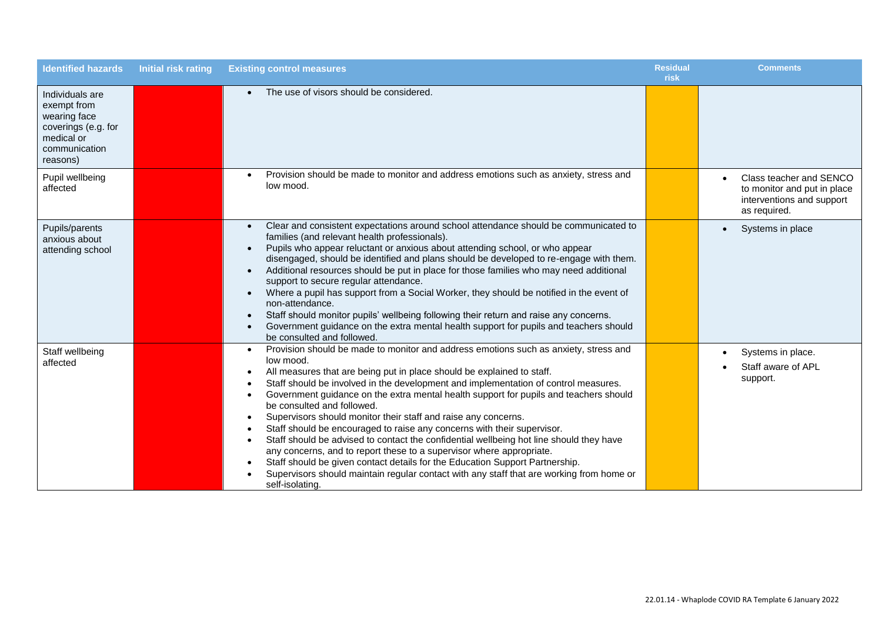| Identified hazards | Initial risk rating | Existing control measures | Residual risk | Comments |
|---|---|---|---|---|
| Individuals are exempt from wearing face coverings (e.g. for medical or communication reasons) | | • The use of visors should be considered. | | |
| Pupil wellbeing affected | | • Provision should be made to monitor and address emotions such as anxiety, stress and low mood. | | • Class teacher and SENCO to monitor and put in place interventions and support as required. |
| Pupils/parents anxious about attending school | | • Clear and consistent expectations around school attendance should be communicated to families (and relevant health professionals).<br>• Pupils who appear reluctant or anxious about attending school, or who appear disengaged, should be identified and plans should be developed to re-engage with them.<br>• Additional resources should be put in place for those families who may need additional support to secure regular attendance.<br>• Where a pupil has support from a Social Worker, they should be notified in the event of non-attendance.<br>• Staff should monitor pupils' wellbeing following their return and raise any concerns.<br>• Government guidance on the extra mental health support for pupils and teachers should be consulted and followed. | | • Systems in place |
| Staff wellbeing affected | | • Provision should be made to monitor and address emotions such as anxiety, stress and low mood.<br>• All measures that are being put in place should be explained to staff.<br>• Staff should be involved in the development and implementation of control measures.<br>• Government guidance on the extra mental health support for pupils and teachers should be consulted and followed.<br>• Supervisors should monitor their staff and raise any concerns.<br>• Staff should be encouraged to raise any concerns with their supervisor.<br>• Staff should be advised to contact the confidential wellbeing hot line should they have any concerns, and to report these to a supervisor where appropriate.<br>• Staff should be given contact details for the Education Support Partnership.<br>• Supervisors should maintain regular contact with any staff that are working from home or self-isolating. | | • Systems in place.<br>• Staff aware of APL support. |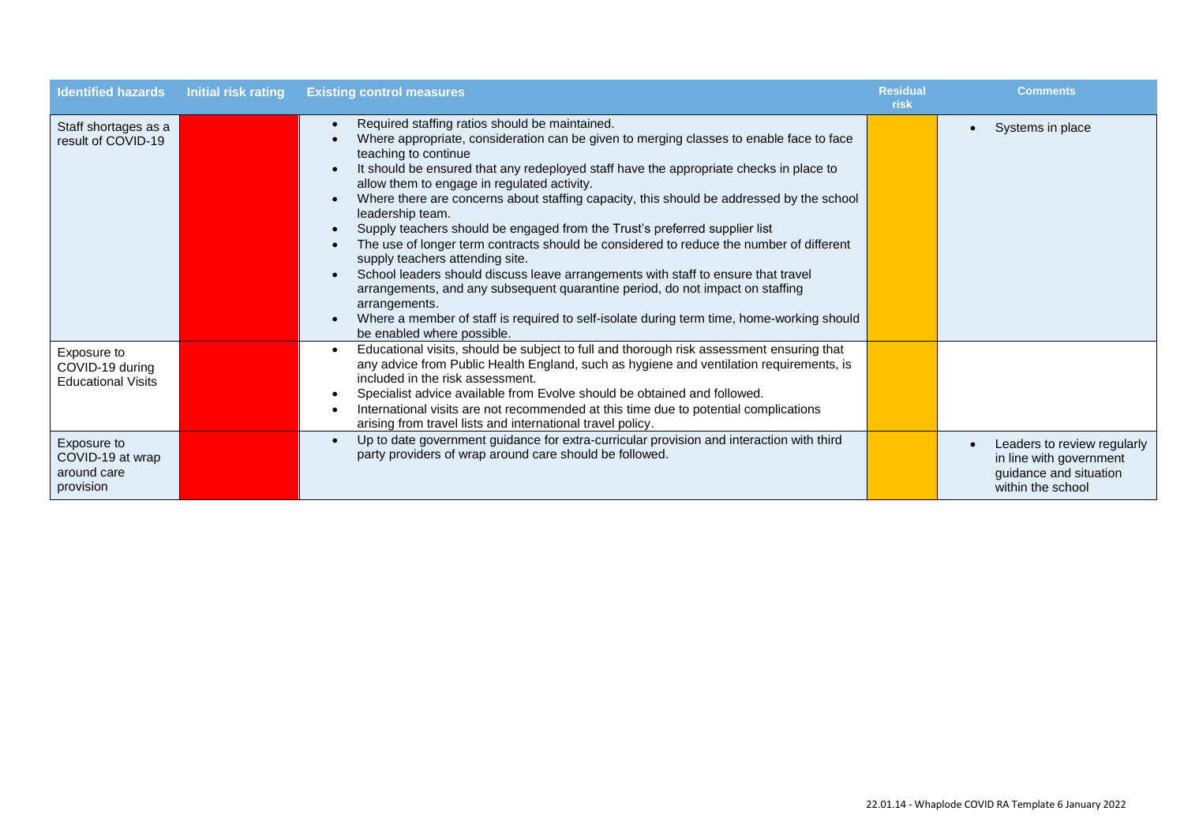| Identified hazards | Initial risk rating | Existing control measures | Residual risk | Comments |
|---|---|---|---|---|
| Staff shortages as a result of COVID-19 | | • Required staffing ratios should be maintained.<br>• Where appropriate, consideration can be given to merging classes to enable face to face teaching to continue<br>• It should be ensured that any redeployed staff have the appropriate checks in place to allow them to engage in regulated activity.<br>• Where there are concerns about staffing capacity, this should be addressed by the school leadership team.<br>• Supply teachers should be engaged from the Trust's preferred supplier list<br>• The use of longer term contracts should be considered to reduce the number of different supply teachers attending site.<br>• School leaders should discuss leave arrangements with staff to ensure that travel arrangements, and any subsequent quarantine period, do not impact on staffing arrangements.<br>• Where a member of staff is required to self-isolate during term time, home-working should be enabled where possible. | | • Systems in place |
| Exposure to COVID-19 during Educational Visits | | • Educational visits, should be subject to full and thorough risk assessment ensuring that any advice from Public Health England, such as hygiene and ventilation requirements, is included in the risk assessment.<br>• Specialist advice available from Evolve should be obtained and followed.<br>• International visits are not recommended at this time due to potential complications arising from travel lists and international travel policy. | | |
| Exposure to COVID-19 at wrap around care provision | | • Up to date government guidance for extra-curricular provision and interaction with third party providers of wrap around care should be followed. | | • Leaders to review regularly in line with government guidance and situation within the school |

22.01.14 - Whaplode COVID RA Template 6 January 2022